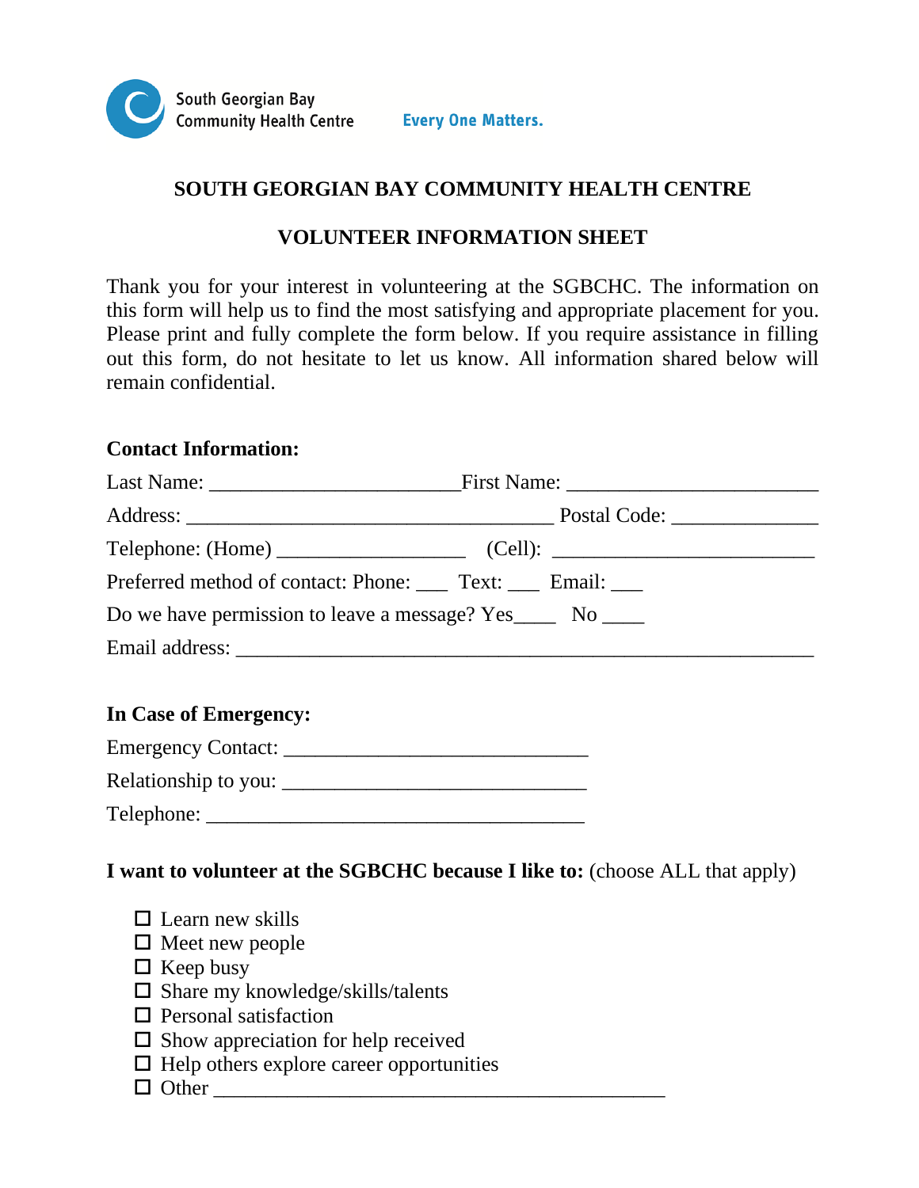South Georgian Bay
Community Health Centre

Every One Matters.

# SOUTH GEORGIAN BAY COMMUNITY HEALTH CENTRE

## VOLUNTEER INFORMATION SHEET

Thank you for your interest in volunteering at the SGBCHC. The information on this form will help us to find the most satisfying and appropriate placement for you. Please print and fully complete the form below. If you require assistance in filling out this form, do not hesitate to let us know. All information shared below will remain confidential.

**Contact Information:**

Last Name: ________________________ First Name: ________________________

Address: ____________________________________ Postal Code: ______________

Telephone: (Home) __________________ (Cell): _________________________

Preferred method of contact: Phone: ___ Text: ___ Email: ___

Do we have permission to leave a message? Yes____ No ____

Email address: ________________________________________________________

**In Case of Emergency:**

Emergency Contact: ______________________________

Relationship to you: ______________________________

Telephone: _____________________________________

**I want to volunteer at the SGBCHC because I like to:** (choose ALL that apply)

- ☐ Learn new skills
- ☐ Meet new people
- ☐ Keep busy
- ☐ Share my knowledge/skills/talents
- ☐ Personal satisfaction
- ☐ Show appreciation for help received
- ☐ Help others explore career opportunities
- ☐ Other ____________________________________________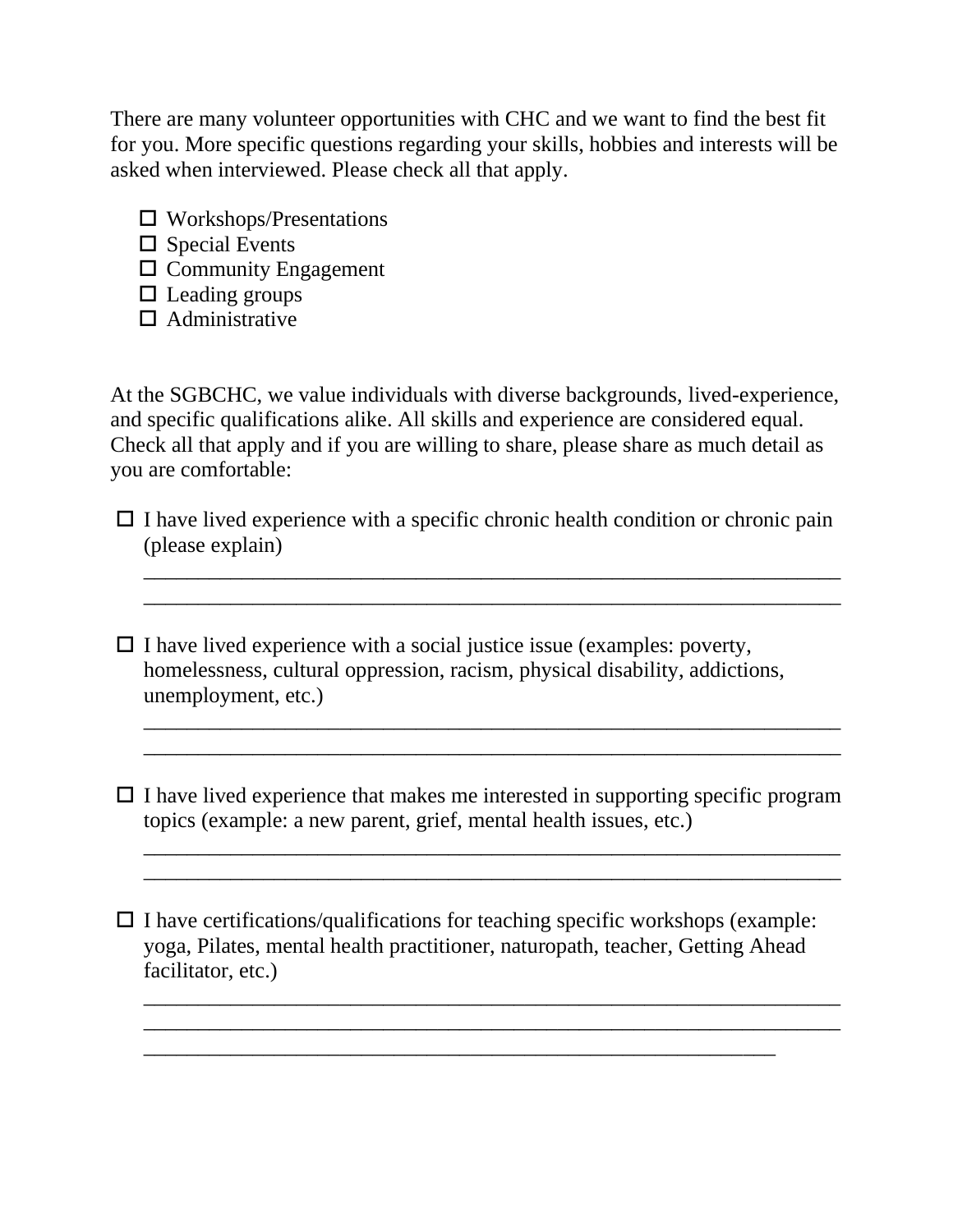There are many volunteer opportunities with CHC and we want to find the best fit for you. More specific questions regarding your skills, hobbies and interests will be asked when interviewed. Please check all that apply.

- ☐ Workshops/Presentations
- ☐ Special Events
- ☐ Community Engagement
- ☐ Leading groups
- ☐ Administrative

At the SGBCHC, we value individuals with diverse backgrounds, lived-experience, and specific qualifications alike. All skills and experience are considered equal. Check all that apply and if you are willing to share, please share as much detail as you are comfortable:

☐ I have lived experience with a specific chronic health condition or chronic pain (please explain)

_______________________________________________________________
_______________________________________________________________

☐ I have lived experience with a social justice issue (examples: poverty, homelessness, cultural oppression, racism, physical disability, addictions, unemployment, etc.)

_______________________________________________________________
_______________________________________________________________

☐ I have lived experience that makes me interested in supporting specific program topics (example: a new parent, grief, mental health issues, etc.)

_______________________________________________________________
_______________________________________________________________

☐ I have certifications/qualifications for teaching specific workshops (example: yoga, Pilates, mental health practitioner, naturopath, teacher, Getting Ahead facilitator, etc.)

_______________________________________________________________
_______________________________________________________________
_________________________________________________________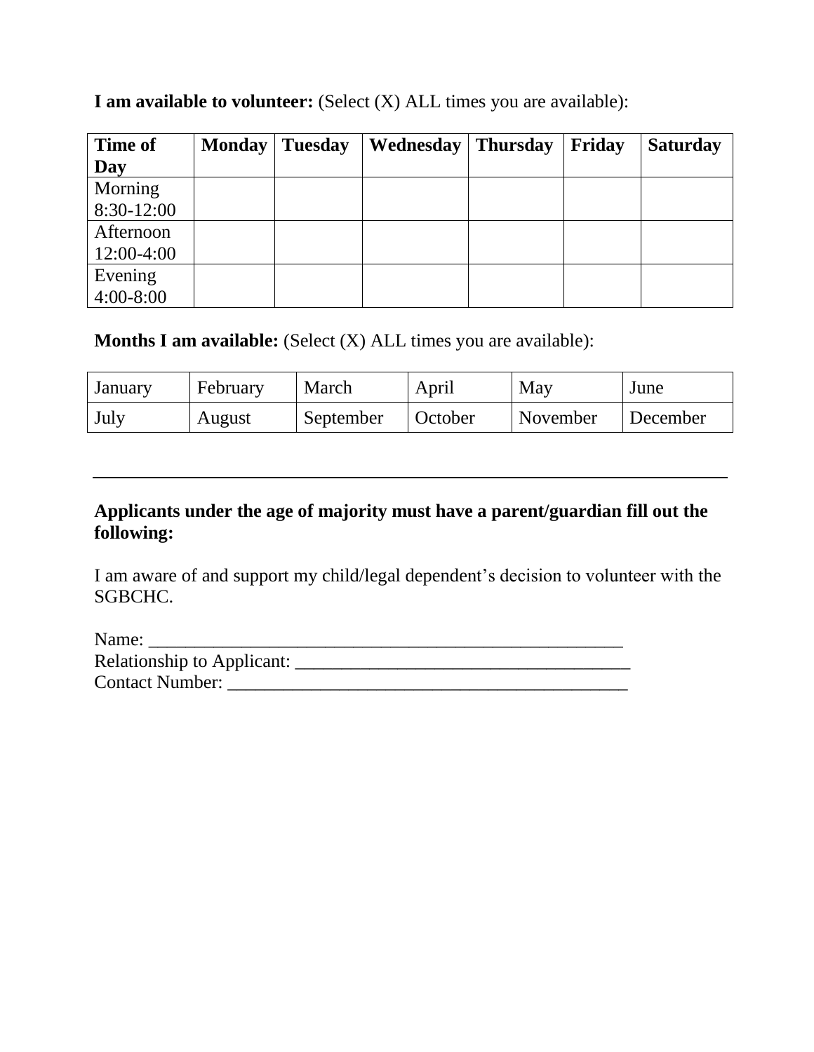**I am available to volunteer:** (Select (X) ALL times you are available):

| Time of Day | Monday | Tuesday | Wednesday | Thursday | Friday | Saturday |
|---|---|---|---|---|---|---|
| Morning 8:30-12:00 | | | | | | |
| Afternoon 12:00-4:00 | | | | | | |
| Evening 4:00-8:00 | | | | | | |

**Months I am available:** (Select (X) ALL times you are available):

| | | | | | |
|---|---|---|---|---|---|
| January | February | March | April | May | June |
| July | August | September | October | November | December |

---

**Applicants under the age of majority must have a parent/guardian fill out the following:**

I am aware of and support my child/legal dependent's decision to volunteer with the SGBCHC.

Name: _____________________________________________________

Relationship to Applicant: ______________________________________

Contact Number: ____________________________________________